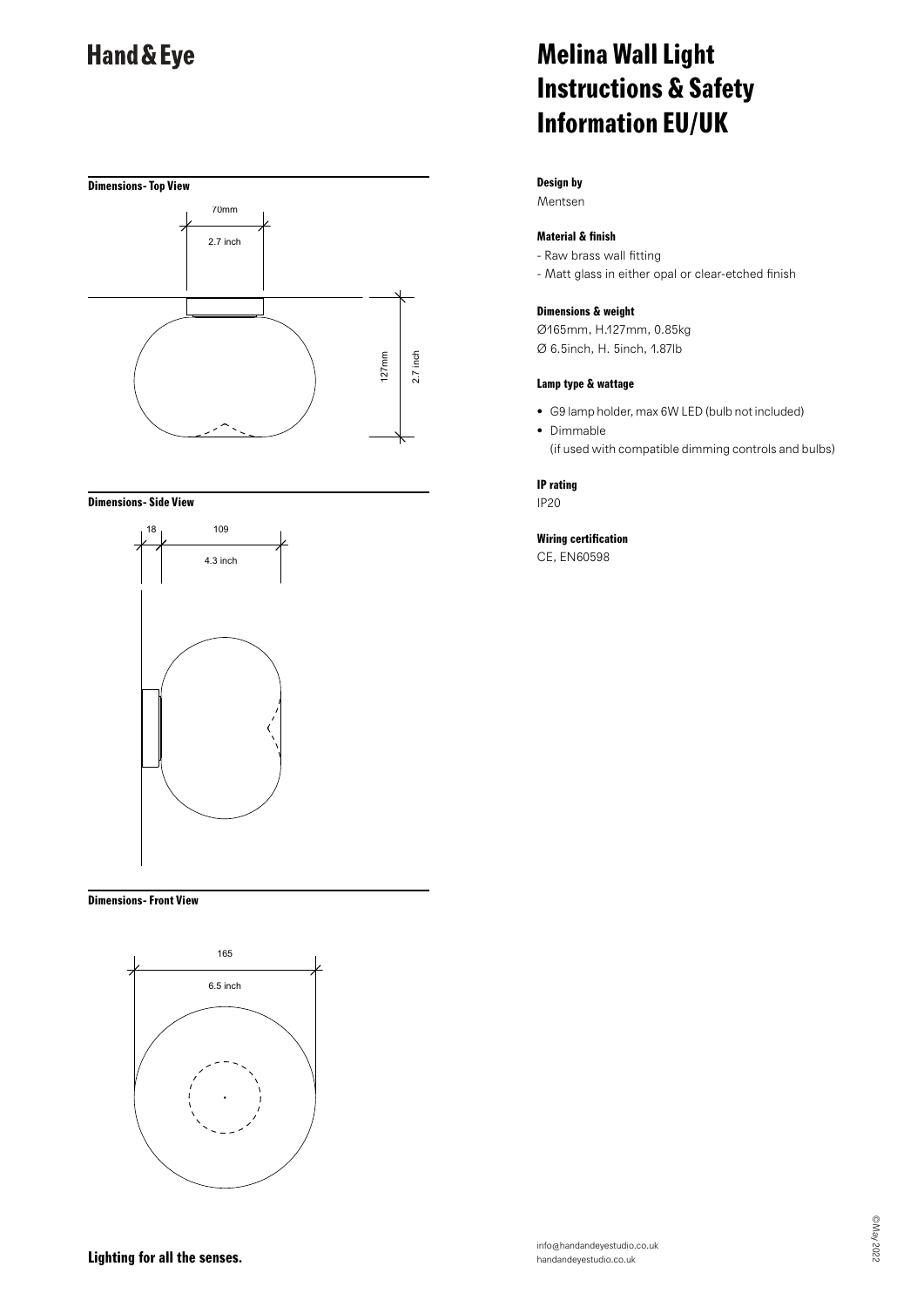# Hand & Eye

# Melina Wall Light Instructions & Safety Information EU/UK

### Dimensions- Top View

70mm

2.7 inch

127mm

2.7 inch

### Dimensions- Side View

18

109

4.3 inch

### Dimensions- Front View

165

6.5 inch

#### Design by

Mentsen

#### Material & finish

- Raw brass wall fitting
- Matt glass in either opal or clear-etched finish

#### Dimensions & weight

Ø165mm, H.127mm, 0.85kg
Ø 6.5inch, H. 5inch, 1.87lb

#### Lamp type & wattage

- G9 lamp holder, max 6W LED (bulb not included)
- Dimmable
  (if used with compatible dimming controls and bulbs)

#### IP rating

IP20

#### Wiring certification

CE, EN60598

**Lighting for all the senses.**

info@handandeyestudio.co.uk
handandeyestudio.co.uk

©May 2022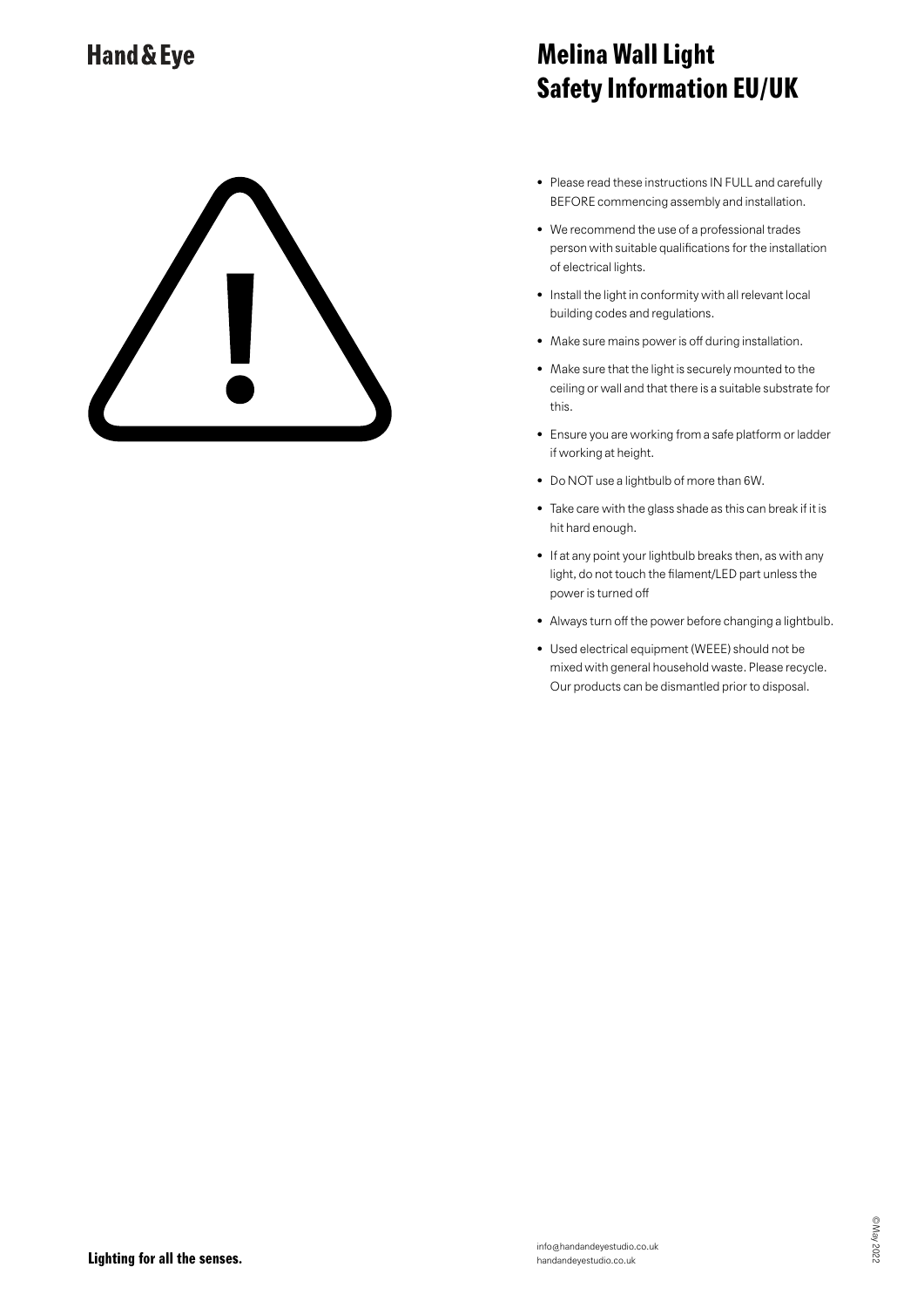Hand & Eye

# Melina Wall Light
# Safety Information EU/UK

- Please read these instructions IN FULL and carefully BEFORE commencing assembly and installation.
- We recommend the use of a professional trades person with suitable qualifications for the installation of electrical lights.
- Install the light in conformity with all relevant local building codes and regulations.
- Make sure mains power is off during installation.
- Make sure that the light is securely mounted to the ceiling or wall and that there is a suitable substrate for this.
- Ensure you are working from a safe platform or ladder if working at height.
- Do NOT use a lightbulb of more than 6W.
- Take care with the glass shade as this can break if it is hit hard enough.
- If at any point your lightbulb breaks then, as with any light, do not touch the filament/LED part unless the power is turned off
- Always turn off the power before changing a lightbulb.
- Used electrical equipment (WEEE) should not be mixed with general household waste. Please recycle. Our products can be dismantled prior to disposal.

**Lighting for all the senses.**

info@handandeyestudio.co.uk
handandeyestudio.co.uk

© May 2022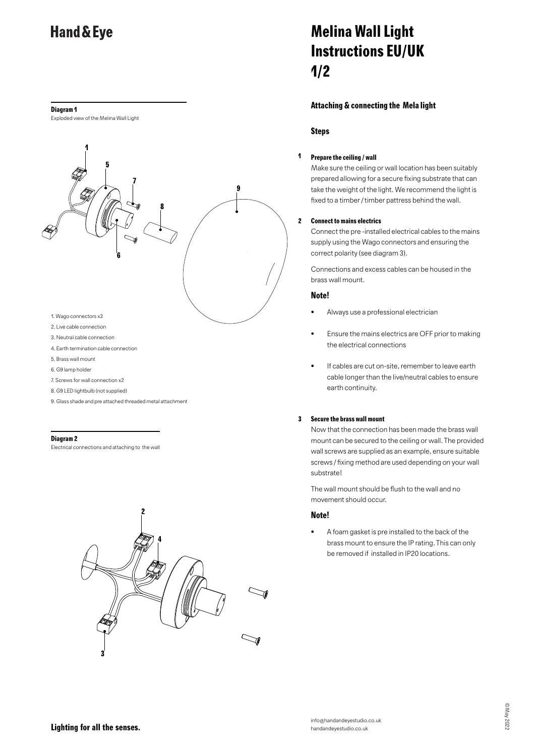# Hand & Eye

# Melina Wall Light Instructions EU/UK 1/2

**Diagram 1**

Exploded view of the Melina Wall Light

1. Wago connectors x3
2. Live cable connection
3. Neutral cable connection
4. Earth termination cable connection
5. Brass wall mount
6. G9 lamp holder
7. Screws for wall connection x2
8. G9 LED lightbulb (not supplied)
9. Glass shade and pre attached threaded metal attachment

**Diagram 2**

Electrical connections and attaching to the wall

### Attaching & connecting the Mela light

#### Steps

**1 Prepare the ceiling / wall**

Make sure the ceiling or wall location has been suitably prepared allowing for a secure fixing substrate that can take the weight of the light. We recommend the light is fixed to a timber / timber pattress behind the wall.

**2 Connect to mains electrics**

Connect the pre -installed electrical cables to the mains supply using the Wago connectors and ensuring the correct polarity (see diagram 3).

Connections and excess cables can be housed in the brass wall mount.

#### Note!

- Always use a professional electrician
- Ensure the mains electrics are OFF prior to making the electrical connections
- If cables are cut on-site, remember to leave earth cable longer than the live/neutral cables to ensure earth continuity.

**3 Secure the brass wall mount**

Now that the connection has been made the brass wall mount can be secured to the ceiling or wall. The provided wall screws are supplied as an example, ensure suitable screws / fixing method are used depending on your wall substrate!

The wall mount should be flush to the wall and no movement should occur.

#### Note!

- A foam gasket is pre installed to the back of the brass mount to ensure the IP rating. This can only be removed if installed in IP20 locations.

**Lighting for all the senses.**

info@handandeyestudio.co.uk
handandeyestudio.co.uk

©May 2022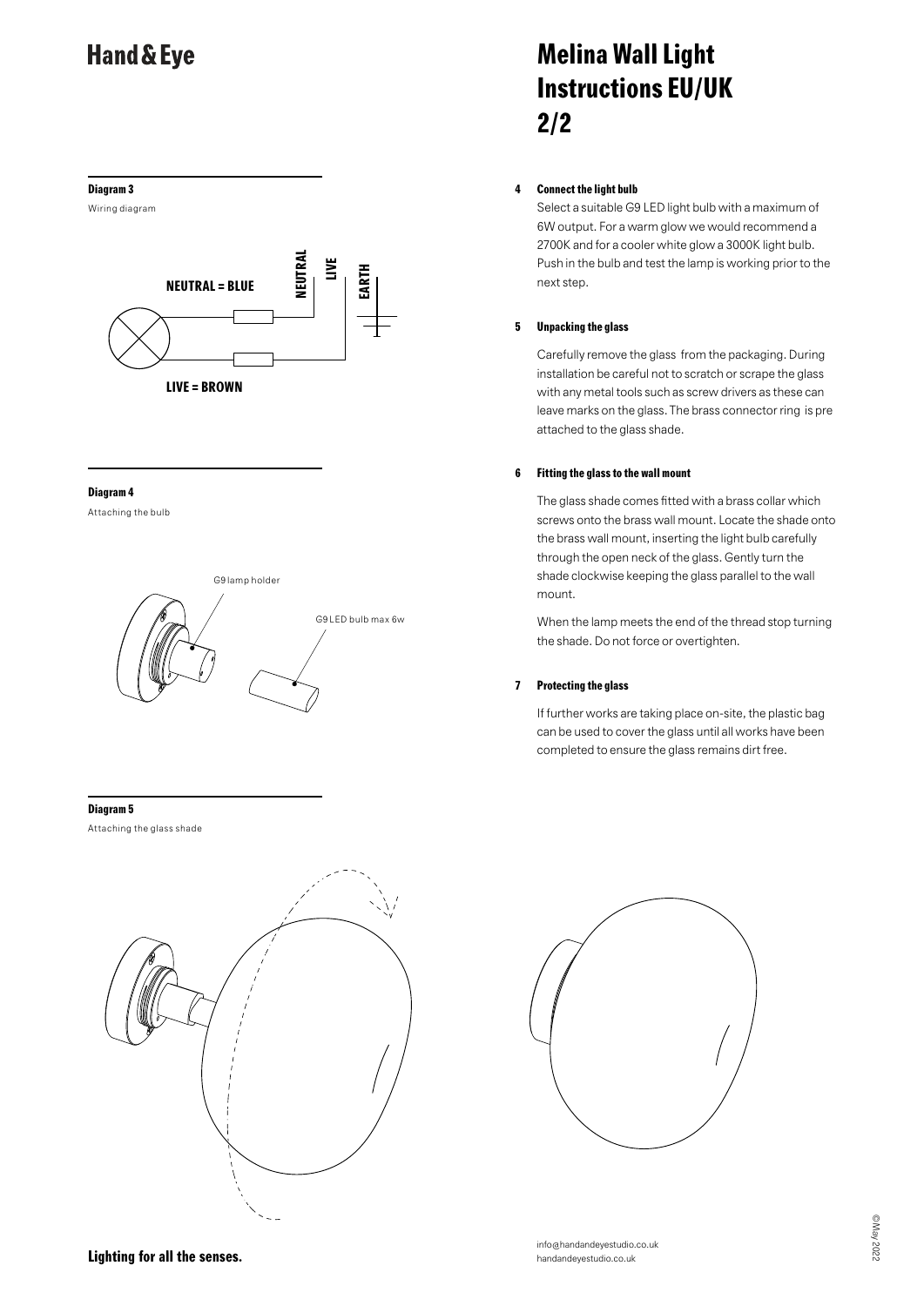# Hand & Eye

# Melina Wall Light Instructions EU/UK 2/2

**Diagram 3**

Wiring diagram

NEUTRAL = BLUE

NEUTRAL

LIVE

EARTH

LIVE = BROWN

**Diagram 4**

Attaching the bulb

G9 lamp holder

G9 LED bulb max 6w

**Diagram 5**

Attaching the glass shade

**4 Connect the light bulb**

Select a suitable G9 LED light bulb with a maximum of 6W output. For a warm glow we would recommend a 2700K and for a cooler white glow a 3000K light bulb. Push in the bulb and test the lamp is working prior to the next step.

**5 Unpacking the glass**

Carefully remove the glass from the packaging. During installation be careful not to scratch or scrape the glass with any metal tools such as screw drivers as these can leave marks on the glass. The brass connector ring is pre attached to the glass shade.

**6 Fitting the glass to the wall mount**

The glass shade comes fitted with a brass collar which screws onto the brass wall mount. Locate the shade onto the brass wall mount, inserting the light bulb carefully through the open neck of the glass. Gently turn the shade clockwise keeping the glass parallel to the wall mount.

When the lamp meets the end of the thread stop turning the shade. Do not force or overtighten.

**7 Protecting the glass**

If further works are taking place on-site, the plastic bag can be used to cover the glass until all works have been completed to ensure the glass remains dirt free.

**Lighting for all the senses.**

info@handandeyestudio.co.uk
handandeyestudio.co.uk

© May 2022